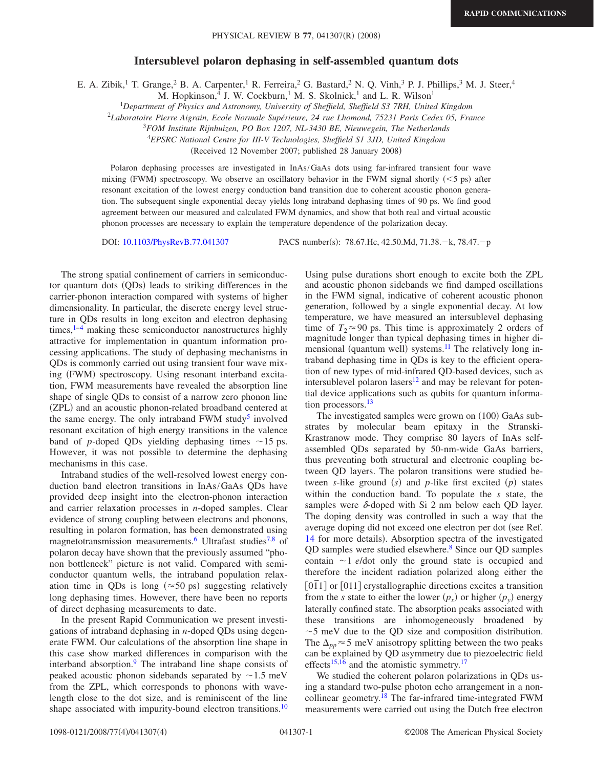# Intersublevel polaron dephasing in self-assembled quantum dots

E. A. Zibik,[1] T. Grange,[2] B. A. Carpenter,[1] R. Ferreira,[2] G. Bastard,[2] N. Q. Vinh,[3] P. J. Phillips,[3] M. J. Steer,[4] M. Hopkinson,[4] J. W. Cockburn,[1] M. S. Skolnick,[1] and L. R. Wilson[1]

[1]*Department of Physics and Astronomy, University of Sheffield, Sheffield S3 7RH, United Kingdom*
[2]*Laboratoire Pierre Aigrain, Ecole Normale Supérieure, 24 rue Lhomond, 75231 Paris Cedex 05, France*
[3]*FOM Institute Rijnhuizen, PO Box 1207, NL-3430 BE, Nieuwegein, The Netherlands*
[4]*EPSRC National Centre for III-V Technologies, Sheffield S1 3JD, United Kingdom*

(Received 12 November 2007; published 28 January 2008)

Polaron dephasing processes are investigated in InAs/GaAs dots using far-infrared transient four wave mixing (FWM) spectroscopy. We observe an oscillatory behavior in the FWM signal shortly ($<5$ ps) after resonant excitation of the lowest energy conduction band transition due to coherent acoustic phonon generation. The subsequent single exponential decay yields long intraband dephasing times of 90 ps. We find good agreement between our measured and calculated FWM dynamics, and show that both real and virtual acoustic phonon processes are necessary to explain the temperature dependence of the polarization decay.

DOI: 10.1103/PhysRevB.77.041307 PACS number(s): 78.67.Hc, 42.50.Md, 71.38.−k, 78.47.−p

The strong spatial confinement of carriers in semiconductor quantum dots (QDs) leads to striking differences in the carrier-phonon interaction compared with systems of higher dimensionality. In particular, the discrete energy level structure in QDs results in long exciton and electron dephasing times,[1–4] making these semiconductor nanostructures highly attractive for implementation in quantum information processing applications. The study of dephasing mechanisms in QDs is commonly carried out using transient four wave mixing (FWM) spectroscopy. Using resonant interband excitation, FWM measurements have revealed the absorption line shape of single QDs to consist of a narrow zero phonon line (ZPL) and an acoustic phonon-related broadband centered at the same energy. The only intraband FWM study[5] involved resonant excitation of high energy transitions in the valence band of $p$-doped QDs yielding dephasing times $\sim 15$ ps. However, it was not possible to determine the dephasing mechanisms in this case.

Intraband studies of the well-resolved lowest energy conduction band electron transitions in InAs/GaAs QDs have provided deep insight into the electron-phonon interaction and carrier relaxation processes in $n$-doped samples. Clear evidence of strong coupling between electrons and phonons, resulting in polaron formation, has been demonstrated using magnetotransmission measurements.[6] Ultrafast studies[7,8] of polaron decay have shown that the previously assumed "phonon bottleneck" picture is not valid. Compared with semiconductor quantum wells, the intraband population relaxation time in QDs is long ($\approx 50$ ps) suggesting relatively long dephasing times. However, there have been no reports of direct dephasing measurements to date.

In the present Rapid Communication we present investigations of intraband dephasing in $n$-doped QDs using degenerate FWM. Our calculations of the absorption line shape in this case show marked differences in comparison with the interband absorption.[9] The intraband line shape consists of peaked acoustic phonon sidebands separated by $\sim 1.5$ meV from the ZPL, which corresponds to phonons with wavelength close to the dot size, and is reminiscent of the line shape associated with impurity-bound electron transitions.[10] Using pulse durations short enough to excite both the ZPL and acoustic phonon sidebands we find damped oscillations in the FWM signal, indicative of coherent acoustic phonon generation, followed by a single exponential decay. At low temperature, we have measured an intersublevel dephasing time of $T_2 \approx 90$ ps. This time is approximately 2 orders of magnitude longer than typical dephasing times in higher dimensional (quantum well) systems.[11] The relatively long intraband dephasing time in QDs is key to the efficient operation of new types of mid-infrared QD-based devices, such as intersublevel polaron lasers[12] and may be relevant for potential device applications such as qubits for quantum information processors.[13]

The investigated samples were grown on (100) GaAs substrates by molecular beam epitaxy in the Stranski-Krastranow mode. They comprise 80 layers of InAs self-assembled QDs separated by 50-nm-wide GaAs barriers, thus preventing both structural and electronic coupling between QD layers. The polaron transitions were studied between $s$-like ground ($s$) and $p$-like first excited ($p$) states within the conduction band. To populate the $s$ state, the samples were $\delta$-doped with Si 2 nm below each QD layer. The doping density was controlled in such a way that the average doping did not exceed one electron per dot (see Ref. 14 for more details). Absorption spectra of the investigated QD samples were studied elsewhere.[8] Since our QD samples contain $\sim 1$ $e$/dot only the ground state is occupied and therefore the incident radiation polarized along either the $[0\bar{1}1]$ or $[011]$ crystallographic directions excites a transition from the $s$ state to either the lower ($p_x$) or higher ($p_y$) energy laterally confined state. The absorption peaks associated with these transitions are inhomogeneously broadened by $\sim 5$ meV due to the QD size and composition distribution. The $\Delta_{pp} \approx 5$ meV anisotropy splitting between the two peaks can be explained by QD asymmetry due to piezoelectric field effects[15,16] and the atomistic symmetry.[17]

We studied the coherent polaron polarizations in QDs using a standard two-pulse photon echo arrangement in a noncollinear geometry.[18] The far-infrared time-integrated FWM measurements were carried out using the Dutch free electron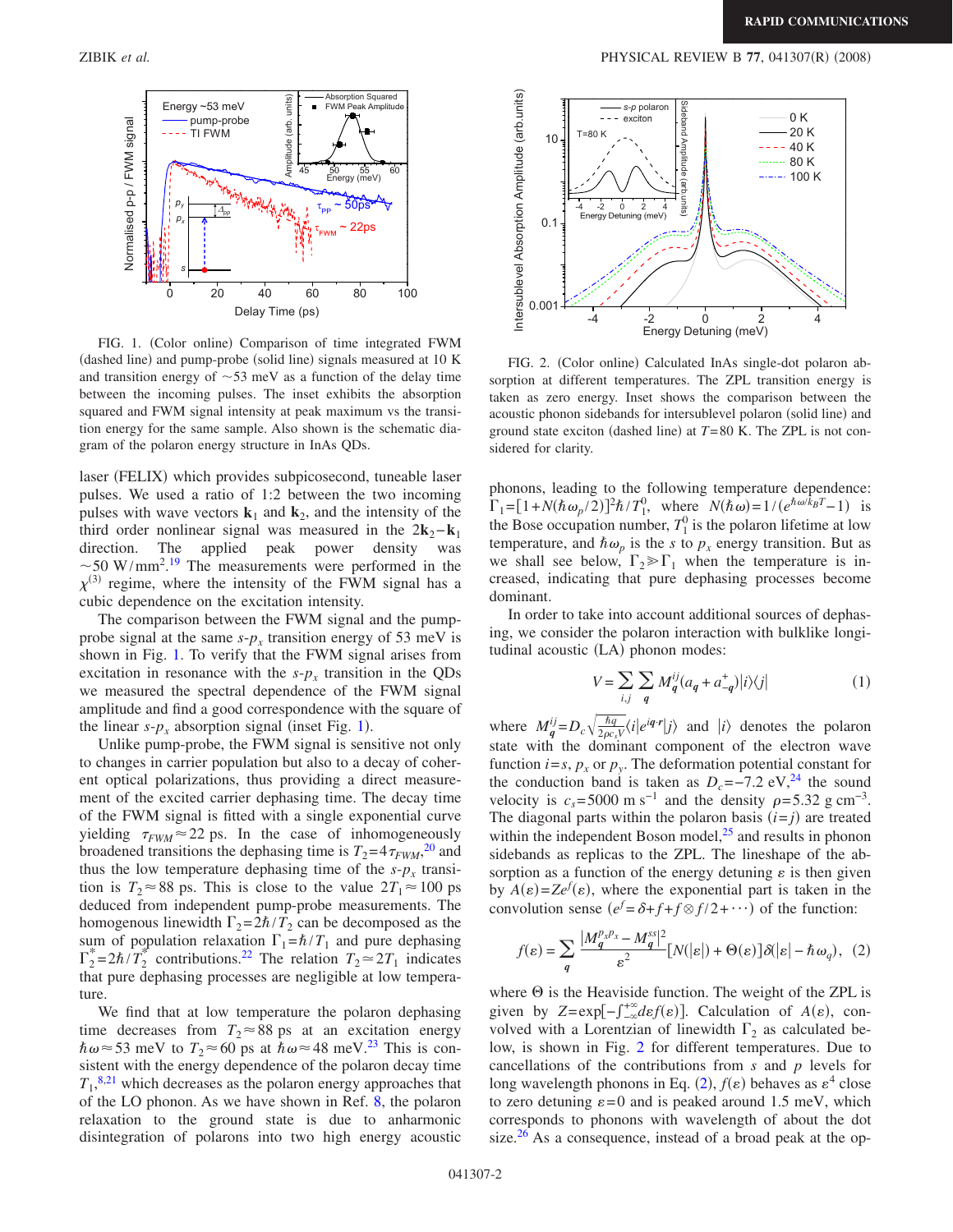FIG. 1. (Color online) Comparison of time integrated FWM (dashed line) and pump-probe (solid line) signals measured at 10 K and transition energy of ~53 meV as a function of the delay time between the incoming pulses. The inset exhibits the absorption squared and FWM signal intensity at peak maximum vs the transition energy for the same sample. Also shown is the schematic diagram of the polaron energy structure in InAs QDs.

laser (FELIX) which provides subpicosecond, tuneable laser pulses. We used a ratio of 1:2 between the two incoming pulses with wave vectors $\mathbf{k}_1$ and $\mathbf{k}_2$, and the intensity of the third order nonlinear signal was measured in the $2\mathbf{k}_2-\mathbf{k}_1$ direction. The applied peak power density was ~50 W/mm$^2$.[19] The measurements were performed in the $\chi^{(3)}$ regime, where the intensity of the FWM signal has a cubic dependence on the excitation intensity.

The comparison between the FWM signal and the pump-probe signal at the same $s$-$p_x$ transition energy of 53 meV is shown in Fig. 1. To verify that the FWM signal arises from excitation in resonance with the $s$-$p_x$ transition in the QDs we measured the spectral dependence of the FWM signal amplitude and find a good correspondence with the square of the linear $s$-$p_x$ absorption signal (inset Fig. 1).

Unlike pump-probe, the FWM signal is sensitive not only to changes in carrier population but also to a decay of coherent optical polarizations, thus providing a direct measurement of the excited carrier dephasing time. The decay time of the FWM signal is fitted with a single exponential curve yielding $\tau_{FWM}\approx 22$ ps. In the case of inhomogeneously broadened transitions the dephasing time is $T_2=4\tau_{FWM}$,[20] and thus the low temperature dephasing time of the $s$-$p_x$ transition is $T_2\approx 88$ ps. This is close to the value $2T_1\approx 100$ ps deduced from independent pump-probe measurements. The homogenous linewidth $\Gamma_2=2\hbar/T_2$ can be decomposed as the sum of population relaxation $\Gamma_1=\hbar/T_1$ and pure dephasing $\Gamma_2^*=2\hbar/T_2^*$ contributions.[22] The relation $T_2\simeq 2T_1$ indicates that pure dephasing processes are negligible at low temperature.

We find that at low temperature the polaron dephasing time decreases from $T_2\approx 88$ ps at an excitation energy $\hbar\omega\approx 53$ meV to $T_2\approx 60$ ps at $\hbar\omega\approx 48$ meV.[23] This is consistent with the energy dependence of the polaron decay time $T_1$,[8,21] which decreases as the polaron energy approaches that of the LO phonon. As we have shown in Ref. 8, the polaron relaxation to the ground state is due to anharmonic disintegration of polarons into two high energy acoustic phonons, leading to the following temperature dependence: $\Gamma_1=[1+N(\hbar\omega_p/2)]^2\hbar/T_1^0$, where $N(\hbar\omega)=1/(e^{\hbar\omega/k_BT}-1)$ is the Bose occupation number, $T_1^0$ is the polaron lifetime at low temperature, and $\hbar\omega_p$ is the $s$ to $p_x$ energy transition. But as we shall see below, $\Gamma_2\gg\Gamma_1$ when the temperature is increased, indicating that pure dephasing processes become dominant.

In order to take into account additional sources of dephasing, we consider the polaron interaction with bulklike longitudinal acoustic (LA) phonon modes:

$$V=\sum_{i,j}\sum_{\mathbf{q}} M_{\mathbf{q}}^{ij}(a_{\mathbf{q}}+a_{-\mathbf{q}}^{+})|i\rangle\langle j| \tag{1}$$

where $M_{\mathbf{q}}^{ij}=D_c\sqrt{\frac{\hbar q}{2\rho c_s V}}\langle i|e^{i\mathbf{q}\cdot\mathbf{r}}|j\rangle$ and $|i\rangle$ denotes the polaron state with the dominant component of the electron wave function $i=s$, $p_x$ or $p_y$. The deformation potential constant for the conduction band is taken as $D_c=-7.2$ eV,[24] the sound velocity is $c_s=5000$ m s$^{-1}$ and the density $\rho=5.32$ g cm$^{-3}$. The diagonal parts within the polaron basis ($i=j$) are treated within the independent Boson model,[25] and results in phonon sidebands as replicas to the ZPL. The lineshape of the absorption as a function of the energy detuning $\varepsilon$ is then given by $A(\varepsilon)=Ze^{f}(\varepsilon)$, where the exponential part is taken in the convolution sense ($e^f=\delta+f+f\otimes f/2+\cdots$) of the function:

$$f(\varepsilon)=\sum_{\mathbf{q}}\frac{|M_{\mathbf{q}}^{p_xp_x}-M_{\mathbf{q}}^{ss}|^2}{\varepsilon^2}[N(|\varepsilon|)+\Theta(\varepsilon)]\delta(|\varepsilon|-\hbar\omega_q), \tag{2}$$

where $\Theta$ is the Heaviside function. The weight of the ZPL is given by $Z=\exp[-\int_{-\infty}^{+\infty}d\varepsilon f(\varepsilon)]$. Calculation of $A(\varepsilon)$, convolved with a Lorentzian of linewidth $\Gamma_2$ as calculated below, is shown in Fig. 2 for different temperatures. Due to cancellations of the contributions from $s$ and $p$ levels for long wavelength phonons in Eq. (2), $f(\varepsilon)$ behaves as $\varepsilon^4$ close to zero detuning $\varepsilon=0$ and is peaked around 1.5 meV, which corresponds to phonons with wavelength of about the dot size.[26] As a consequence, instead of a broad peak at the op-

FIG. 2. (Color online) Calculated InAs single-dot polaron absorption at different temperatures. The ZPL transition energy is taken as zero energy. Inset shows the comparison between the acoustic phonon sidebands for intersublevel polaron (solid line) and ground state exciton (dashed line) at $T=80$ K. The ZPL is not considered for clarity.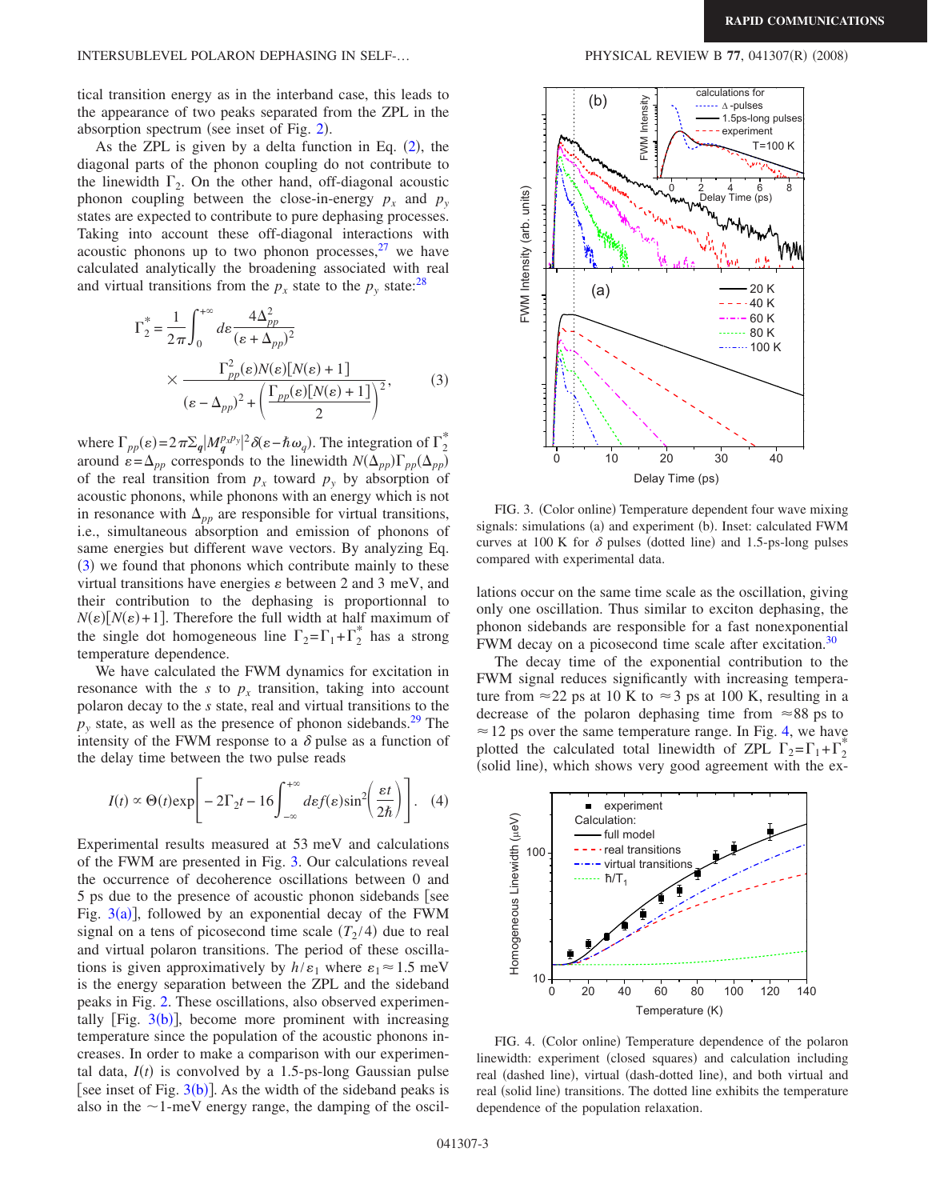tical transition energy as in the interband case, this leads to the appearance of two peaks separated from the ZPL in the absorption spectrum (see inset of Fig. 2).

As the ZPL is given by a delta function in Eq. (2), the diagonal parts of the phonon coupling do not contribute to the linewidth $\Gamma_2$. On the other hand, off-diagonal acoustic phonon coupling between the close-in-energy $p_x$ and $p_y$ states are expected to contribute to pure dephasing processes. Taking into account these off-diagonal interactions with acoustic phonons up to two phonon processes,[27] we have calculated analytically the broadening associated with real and virtual transitions from the $p_x$ state to the $p_y$ state:[28]

$$\Gamma_2^* = \frac{1}{2\pi}\int_0^{+\infty} d\varepsilon \frac{4\Delta_{pp}^2}{(\varepsilon+\Delta_{pp})^2} \times \frac{\Gamma_{pp}^2(\varepsilon)N(\varepsilon)[N(\varepsilon)+1]}{(\varepsilon-\Delta_{pp})^2+\left(\frac{\Gamma_{pp}(\varepsilon)[N(\varepsilon)+1]}{2}\right)^2}, \quad (3)$$

where $\Gamma_{pp}(\varepsilon)=2\pi\sum_q |M_q^{p_xp_y}|^2\delta(\varepsilon-\hbar\omega_q)$. The integration of $\Gamma_2^*$ around $\varepsilon=\Delta_{pp}$ corresponds to the linewidth $N(\Delta_{pp})\Gamma_{pp}(\Delta_{pp})$ of the real transition from $p_x$ toward $p_y$ by absorption of acoustic phonons, while phonons with an energy which is not in resonance with $\Delta_{pp}$ are responsible for virtual transitions, i.e., simultaneous absorption and emission of phonons of same energies but different wave vectors. By analyzing Eq. (3) we found that phonons which contribute mainly to these virtual transitions have energies $\varepsilon$ between 2 and 3 meV, and their contribution to the dephasing is proportionnal to $N(\varepsilon)[N(\varepsilon)+1]$. Therefore the full width at half maximum of the single dot homogeneous line $\Gamma_2=\Gamma_1+\Gamma_2^*$ has a strong temperature dependence.

We have calculated the FWM dynamics for excitation in resonance with the $s$ to $p_x$ transition, taking into account polaron decay to the $s$ state, real and virtual transitions to the $p_y$ state, as well as the presence of phonon sidebands.[29] The intensity of the FWM response to a $\delta$ pulse as a function of the delay time between the two pulse reads

$$I(t) \propto \Theta(t)\exp\left[-2\Gamma_2 t - 16\int_{-\infty}^{+\infty} d\varepsilon f(\varepsilon)\sin^2\left(\frac{\varepsilon t}{2\hbar}\right)\right]. \quad (4)$$

Experimental results measured at 53 meV and calculations of the FWM are presented in Fig. 3. Our calculations reveal the occurrence of decoherence oscillations between 0 and 5 ps due to the presence of acoustic phonon sidebands [see Fig. 3(a)], followed by an exponential decay of the FWM signal on a tens of picosecond time scale ($T_2/4$) due to real and virtual polaron transitions. The period of these oscillations is given approximately by $h/\varepsilon_1$ where $\varepsilon_1 \approx 1.5$ meV is the energy separation between the ZPL and the sideband peaks in Fig. 2. These oscillations, also observed experimentally [Fig. 3(b)], become more prominent with increasing temperature since the population of the acoustic phonons increases. In order to make a comparison with our experimental data, $I(t)$ is convolved by a 1.5-ps-long Gaussian pulse [see inset of Fig. 3(b)]. As the width of the sideband peaks is also in the ~1-meV energy range, the damping of the oscillations occur on the same time scale as the oscillation, giving only one oscillation. Thus similar to exciton dephasing, the phonon sidebands are responsible for a fast nonexponential FWM decay on a picosecond time scale after excitation.[30]

FIG. 3. (Color online) Temperature dependent four wave mixing signals: simulations (a) and experiment (b). Inset: calculated FWM curves at 100 K for $\delta$ pulses (dotted line) and 1.5-ps-long pulses compared with experimental data.

The decay time of the exponential contribution to the FWM signal reduces significantly with increasing temperature from ≈22 ps at 10 K to ≈3 ps at 100 K, resulting in a decrease of the polaron dephasing time from ≈88 ps to ≈12 ps over the same temperature range. In Fig. 4, we have plotted the calculated total linewidth of ZPL $\Gamma_2=\Gamma_1+\Gamma_2^*$ (solid line), which shows very good agreement with the ex-

FIG. 4. (Color online) Temperature dependence of the polaron linewidth: experiment (closed squares) and calculation including real (dashed line), virtual (dash-dotted line), and both virtual and real (solid line) transitions. The dotted line exhibits the temperature dependence of the population relaxation.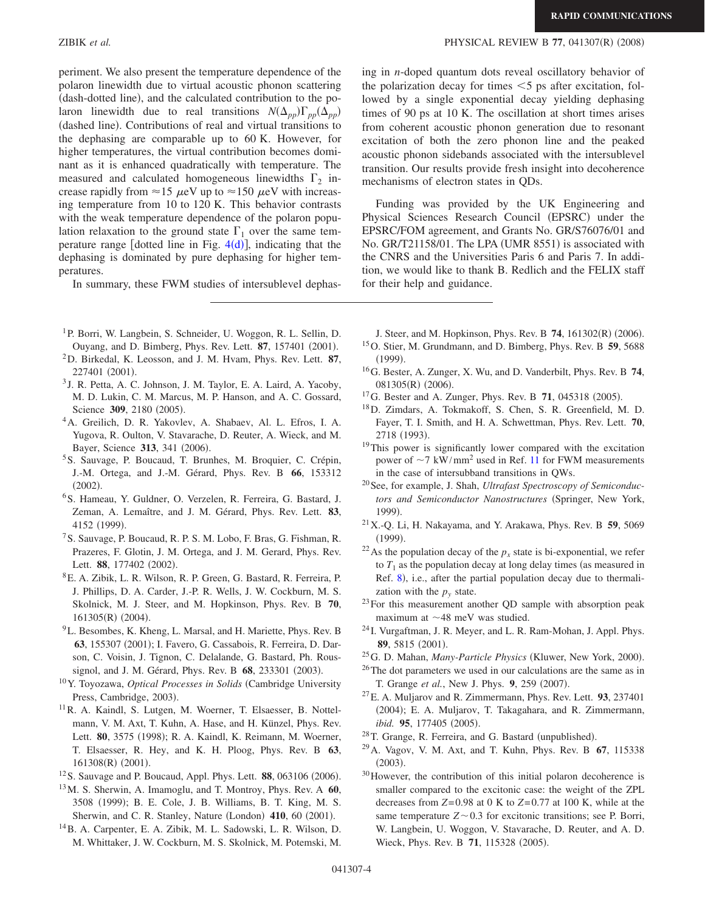periment. We also present the temperature dependence of the polaron linewidth due to virtual acoustic phonon scattering (dash-dotted line), and the calculated contribution to the polaron linewidth due to real transitions $N(\Delta_{pp})\Gamma_{pp}(\Delta_{pp})$ (dashed line). Contributions of real and virtual transitions to the dephasing are comparable up to 60 K. However, for higher temperatures, the virtual contribution becomes dominant as it is enhanced quadratically with temperature. The measured and calculated homogeneous linewidths $\Gamma_2$ increase rapidly from $\approx 15$ $\mu$eV up to $\approx 150$ $\mu$eV with increasing temperature from 10 to 120 K. This behavior contrasts with the weak temperature dependence of the polaron population relaxation to the ground state $\Gamma_1$ over the same temperature range [dotted line in Fig. 4(d)], indicating that the dephasing is dominated by pure dephasing for higher temperatures.

In summary, these FWM studies of intersublevel dephasing in $n$-doped quantum dots reveal oscillatory behavior of the polarization decay for times $<5$ ps after excitation, followed by a single exponential decay yielding dephasing times of 90 ps at 10 K. The oscillation at short times arises from coherent acoustic phonon generation due to resonant excitation of both the zero phonon line and the peaked acoustic phonon sidebands associated with the intersublevel transition. Our results provide fresh insight into decoherence mechanisms of electron states in QDs.

Funding was provided by the UK Engineering and Physical Sciences Research Council (EPSRC) under the EPSRC/FOM agreement, and Grants No. GR/S76076/01 and No. GR/T21158/01. The LPA (UMR 8551) is associated with the CNRS and the Universities Paris 6 and Paris 7. In addition, we would like to thank B. Redlich and the FELIX staff for their help and guidance.

---

[1] P. Borri, W. Langbein, S. Schneider, U. Woggon, R. L. Sellin, D. Ouyang, and D. Bimberg, Phys. Rev. Lett. **87**, 157401 (2001).

[2] D. Birkedal, K. Leosson, and J. M. Hvam, Phys. Rev. Lett. **87**, 227401 (2001).

[3] J. R. Petta, A. C. Johnson, J. M. Taylor, E. A. Laird, A. Yacoby, M. D. Lukin, C. M. Marcus, M. P. Hanson, and A. C. Gossard, Science **309**, 2180 (2005).

[4] A. Greilich, D. R. Yakovlev, A. Shabaev, Al. L. Efros, I. A. Yugova, R. Oulton, V. Stavarache, D. Reuter, A. Wieck, and M. Bayer, Science **313**, 341 (2006).

[5] S. Sauvage, P. Boucaud, T. Brunhes, M. Broquier, C. Crépin, J.-M. Ortega, and J.-M. Gérard, Phys. Rev. B **66**, 153312 (2002).

[6] S. Hameau, Y. Guldner, O. Verzelen, R. Ferreira, G. Bastard, J. Zeman, A. Lemaître, and J. M. Gérard, Phys. Rev. Lett. **83**, 4152 (1999).

[7] S. Sauvage, P. Boucaud, R. P. S. M. Lobo, F. Bras, G. Fishman, R. Prazeres, F. Glotin, J. M. Ortega, and J. M. Gerard, Phys. Rev. Lett. **88**, 177402 (2002).

[8] E. A. Zibik, L. R. Wilson, R. P. Green, G. Bastard, R. Ferreira, P. J. Phillips, D. A. Carder, J.-P. R. Wells, J. W. Cockburn, M. S. Skolnick, M. J. Steer, and M. Hopkinson, Phys. Rev. B **70**, 161305(R) (2004).

[9] L. Besombes, K. Kheng, L. Marsal, and H. Mariette, Phys. Rev. B **63**, 155307 (2001); I. Favero, G. Cassabois, R. Ferreira, D. Darson, C. Voisin, J. Tignon, C. Delalande, G. Bastard, Ph. Roussignol, and J. M. Gérard, Phys. Rev. B **68**, 233301 (2003).

[10] Y. Toyozawa, *Optical Processes in Solids* (Cambridge University Press, Cambridge, 2003).

[11] R. A. Kaindl, S. Lutgen, M. Woerner, T. Elsaesser, B. Nottelmann, V. M. Axt, T. Kuhn, A. Hase, and H. Künzel, Phys. Rev. Lett. **80**, 3575 (1998); R. A. Kaindl, K. Reimann, M. Woerner, T. Elsaesser, R. Hey, and K. H. Ploog, Phys. Rev. B **63**, 161308(R) (2001).

[12] S. Sauvage and P. Boucaud, Appl. Phys. Lett. **88**, 063106 (2006).

[13] M. S. Sherwin, A. Imamoglu, and T. Montroy, Phys. Rev. A **60**, 3508 (1999); B. E. Cole, J. B. Williams, B. T. King, M. S. Sherwin, and C. R. Stanley, Nature (London) **410**, 60 (2001).

[14] B. A. Carpenter, E. A. Zibik, M. L. Sadowski, L. R. Wilson, D. M. Whittaker, J. W. Cockburn, M. S. Skolnick, M. Potemski, M. J. Steer, and M. Hopkinson, Phys. Rev. B **74**, 161302(R) (2006).

[15] O. Stier, M. Grundmann, and D. Bimberg, Phys. Rev. B **59**, 5688 (1999).

[16] G. Bester, A. Zunger, X. Wu, and D. Vanderbilt, Phys. Rev. B **74**, 081305(R) (2006).

[17] G. Bester and A. Zunger, Phys. Rev. B **71**, 045318 (2005).

[18] D. Zimdars, A. Tokmakoff, S. Chen, S. R. Greenfield, M. D. Fayer, T. I. Smith, and H. A. Schwettman, Phys. Rev. Lett. **70**, 2718 (1993).

[19] This power is significantly lower compared with the excitation power of $\sim 7$ kW/mm$^2$ used in Ref. 11 for FWM measurements in the case of intersubband transitions in QWs.

[20] See, for example, J. Shah, *Ultrafast Spectroscopy of Semiconductors and Semiconductor Nanostructures* (Springer, New York, 1999).

[21] X.-Q. Li, H. Nakayama, and Y. Arakawa, Phys. Rev. B **59**, 5069 (1999).

[22] As the population decay of the $p_x$ state is bi-exponential, we refer to $T_1$ as the population decay at long delay times (as measured in Ref. 8), i.e., after the partial population decay due to thermalization with the $p_y$ state.

[23] For this measurement another QD sample with absorption peak maximum at $\sim 48$ meV was studied.

[24] I. Vurgaftman, J. R. Meyer, and L. R. Ram-Mohan, J. Appl. Phys. **89**, 5815 (2001).

[25] G. D. Mahan, *Many-Particle Physics* (Kluwer, New York, 2000).

[26] The dot parameters we used in our calculations are the same as in T. Grange *et al.*, New J. Phys. **9**, 259 (2007).

[27] E. A. Muljarov and R. Zimmermann, Phys. Rev. Lett. **93**, 237401 (2004); E. A. Muljarov, T. Takagahara, and R. Zimmermann, *ibid.* **95**, 177405 (2005).

[28] T. Grange, R. Ferreira, and G. Bastard (unpublished).

[29] A. Vagov, V. M. Axt, and T. Kuhn, Phys. Rev. B **67**, 115338 (2003).

[30] However, the contribution of this initial polaron decoherence is smaller compared to the excitonic case: the weight of the ZPL decreases from $Z=0.98$ at 0 K to $Z=0.77$ at 100 K, while at the same temperature $Z \sim 0.3$ for excitonic transitions; see P. Borri, W. Langbein, U. Woggon, V. Stavarache, D. Reuter, and A. D. Wieck, Phys. Rev. B **71**, 115328 (2005).